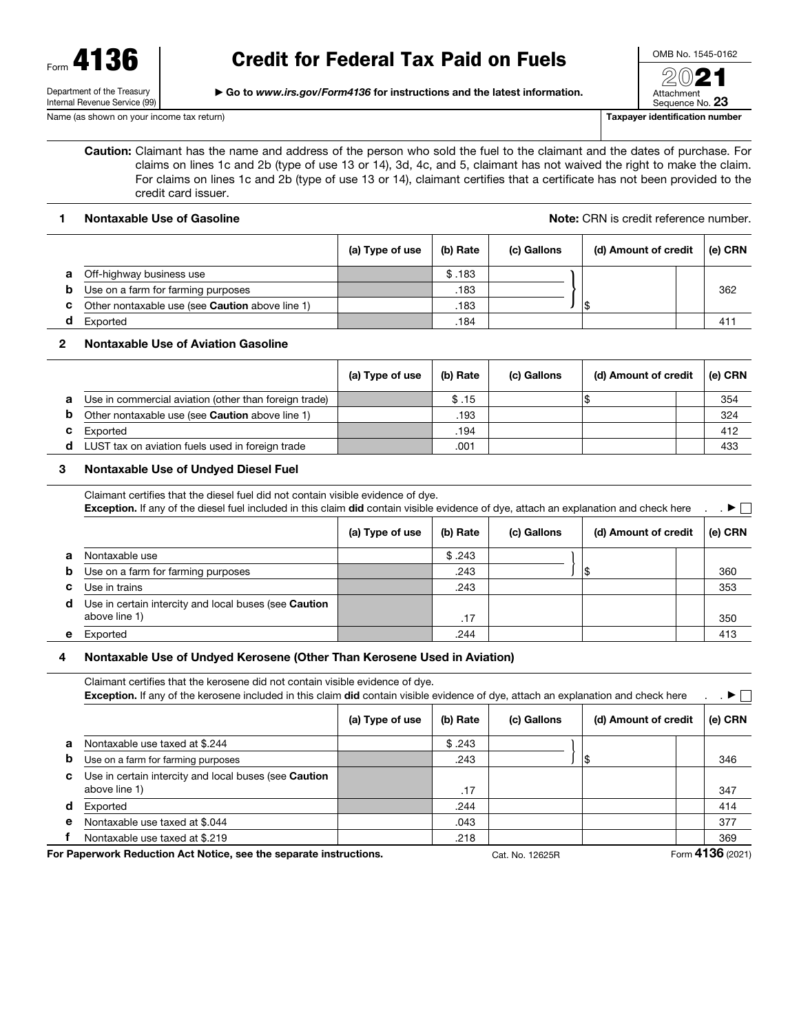Form **4136**

Department of the Treasury
Internal Revenue Service (99)

# Credit for Federal Tax Paid on Fuels

▶ Go to *www.irs.gov/Form4136* for instructions and the latest information.

OMB No. 1545-0162

2021

Attachment Sequence No. **23**

Name (as shown on your income tax return)

**Taxpayer identification number**

**Caution:** Claimant has the name and address of the person who sold the fuel to the claimant and the dates of purchase. For claims on lines 1c and 2b (type of use 13 or 14), 3d, 4c, and 5, claimant has not waived the right to make the claim. For claims on lines 1c and 2b (type of use 13 or 14), claimant certifies that a certificate has not been provided to the credit card issuer.

## 1 Nontaxable Use of Gasoline

**Note:** CRN is credit reference number.

| | | (a) Type of use | (b) Rate | (c) Gallons | (d) Amount of credit | (e) CRN |
|---|---|---|---|---|---|---|
| **a** | Off-highway business use | | $ .183 | | | |
| **b** | Use on a farm for farming purposes | | .183 | | | 362 |
| **c** | Other nontaxable use (see **Caution** above line 1) | | .183 | | $ | |
| **d** | Exported | | .184 | | | 411 |

## 2 Nontaxable Use of Aviation Gasoline

| | | (a) Type of use | (b) Rate | (c) Gallons | (d) Amount of credit | (e) CRN |
|---|---|---|---|---|---|---|
| **a** | Use in commercial aviation (other than foreign trade) | | $ .15 | | $ | 354 |
| **b** | Other nontaxable use (see **Caution** above line 1) | | .193 | | | 324 |
| **c** | Exported | | .194 | | | 412 |
| **d** | LUST tax on aviation fuels used in foreign trade | | .001 | | | 433 |

## 3 Nontaxable Use of Undyed Diesel Fuel

Claimant certifies that the diesel fuel did not contain visible evidence of dye.
**Exception.** If any of the diesel fuel included in this claim **did** contain visible evidence of dye, attach an explanation and check here . . ▶ ☐

| | | (a) Type of use | (b) Rate | (c) Gallons | (d) Amount of credit | (e) CRN |
|---|---|---|---|---|---|---|
| **a** | Nontaxable use | | $ .243 | | | |
| **b** | Use on a farm for farming purposes | | .243 | | $ | 360 |
| **c** | Use in trains | | .243 | | | 353 |
| **d** | Use in certain intercity and local buses (see **Caution** above line 1) | | .17 | | | 350 |
| **e** | Exported | | .244 | | | 413 |

## 4 Nontaxable Use of Undyed Kerosene (Other Than Kerosene Used in Aviation)

Claimant certifies that the kerosene did not contain visible evidence of dye.
**Exception.** If any of the kerosene included in this claim **did** contain visible evidence of dye, attach an explanation and check here . . ▶ ☐

| | | (a) Type of use | (b) Rate | (c) Gallons | (d) Amount of credit | (e) CRN |
|---|---|---|---|---|---|---|
| **a** | Nontaxable use taxed at $.244 | | $ .243 | | | |
| **b** | Use on a farm for farming purposes | | .243 | | $ | 346 |
| **c** | Use in certain intercity and local buses (see **Caution** above line 1) | | .17 | | | 347 |
| **d** | Exported | | .244 | | | 414 |
| **e** | Nontaxable use taxed at $.044 | | .043 | | | 377 |
| **f** | Nontaxable use taxed at $.219 | | .218 | | | 369 |

**For Paperwork Reduction Act Notice, see the separate instructions.** Cat. No. 12625R Form **4136** (2021)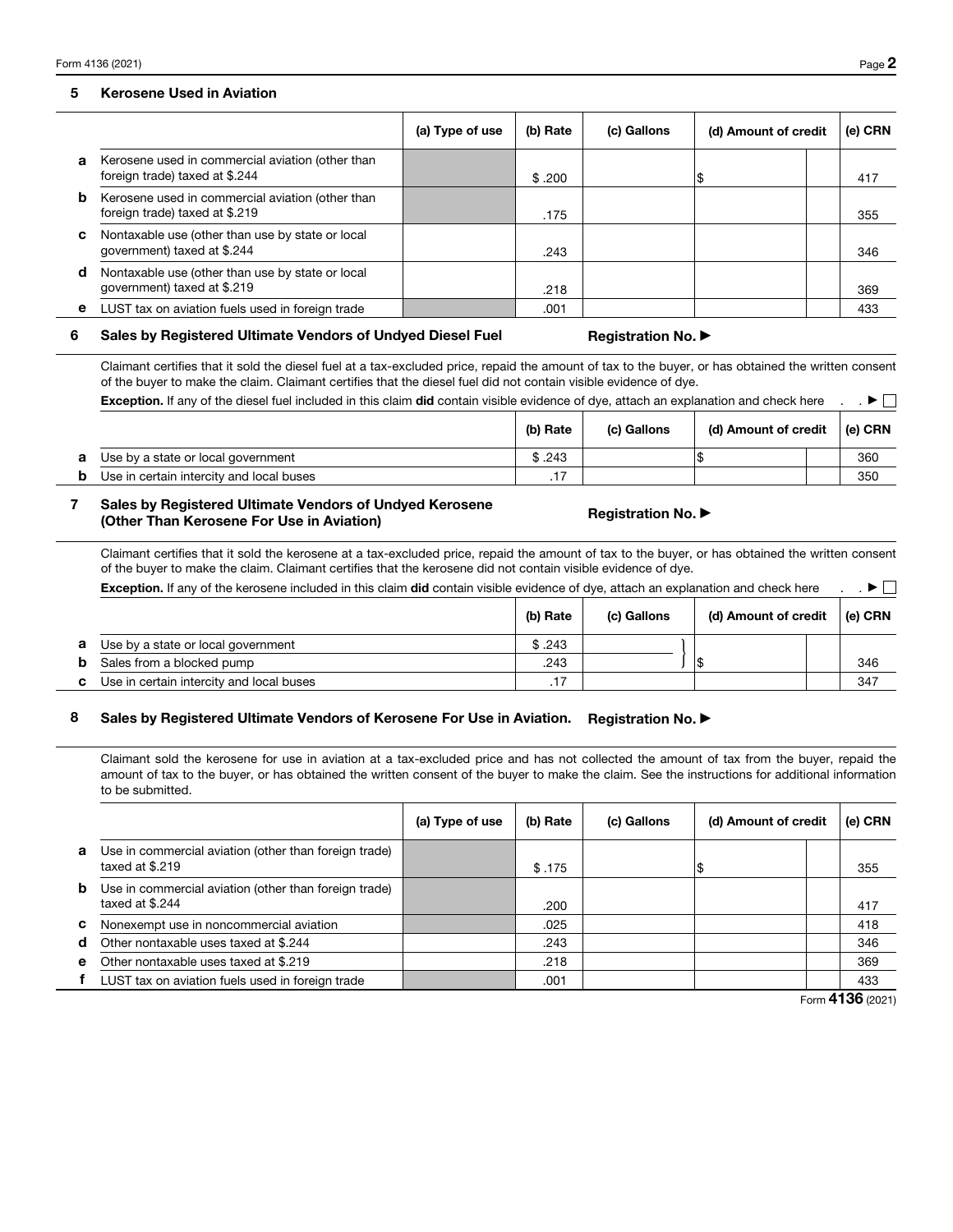## 5 Kerosene Used in Aviation

| | | (a) Type of use | (b) Rate | (c) Gallons | (d) Amount of credit | (e) CRN |
|---|---|---|---|---|---|---|
| **a** | Kerosene used in commercial aviation (other than foreign trade) taxed at $.244 | | $ .200 | | $ | 417 |
| **b** | Kerosene used in commercial aviation (other than foreign trade) taxed at $.219 | | .175 | | | 355 |
| **c** | Nontaxable use (other than use by state or local government) taxed at $.244 | | .243 | | | 346 |
| **d** | Nontaxable use (other than use by state or local government) taxed at $.219 | | .218 | | | 369 |
| **e** | LUST tax on aviation fuels used in foreign trade | | .001 | | | 433 |

## 6 Sales by Registered Ultimate Vendors of Undyed Diesel Fuel

Registration No. ▶

Claimant certifies that it sold the diesel fuel at a tax-excluded price, repaid the amount of tax to the buyer, or has obtained the written consent of the buyer to make the claim. Claimant certifies that the diesel fuel did not contain visible evidence of dye.

**Exception.** If any of the diesel fuel included in this claim **did** contain visible evidence of dye, attach an explanation and check here . . ▶ ☐

| | | (b) Rate | (c) Gallons | (d) Amount of credit | (e) CRN |
|---|---|---|---|---|---|
| **a** | Use by a state or local government | $ .243 | | $ | 360 |
| **b** | Use in certain intercity and local buses | .17 | | | 350 |

## 7 Sales by Registered Ultimate Vendors of Undyed Kerosene (Other Than Kerosene For Use in Aviation)

Registration No. ▶

Claimant certifies that it sold the kerosene at a tax-excluded price, repaid the amount of tax to the buyer, or has obtained the written consent of the buyer to make the claim. Claimant certifies that the kerosene did not contain visible evidence of dye.

**Exception.** If any of the kerosene included in this claim **did** contain visible evidence of dye, attach an explanation and check here . . ▶ ☐

| | | (b) Rate | (c) Gallons | (d) Amount of credit | (e) CRN |
|---|---|---|---|---|---|
| **a** | Use by a state or local government | $ .243 | } | $ (lines a and b combined) | 346 |
| **b** | Sales from a blocked pump | .243 | } | | |
| **c** | Use in certain intercity and local buses | .17 | | | 347 |

## 8 Sales by Registered Ultimate Vendors of Kerosene For Use in Aviation.

Registration No. ▶

Claimant sold the kerosene for use in aviation at a tax-excluded price and has not collected the amount of tax from the buyer, repaid the amount of tax to the buyer, or has obtained the written consent of the buyer to make the claim. See the instructions for additional information to be submitted.

| | | (a) Type of use | (b) Rate | (c) Gallons | (d) Amount of credit | (e) CRN |
|---|---|---|---|---|---|---|
| **a** | Use in commercial aviation (other than foreign trade) taxed at $.219 | | $ .175 | | $ | 355 |
| **b** | Use in commercial aviation (other than foreign trade) taxed at $.244 | | .200 | | | 417 |
| **c** | Nonexempt use in noncommercial aviation | | .025 | | | 418 |
| **d** | Other nontaxable uses taxed at $.244 | | .243 | | | 346 |
| **e** | Other nontaxable uses taxed at $.219 | | .218 | | | 369 |
| **f** | LUST tax on aviation fuels used in foreign trade | | .001 | | | 433 |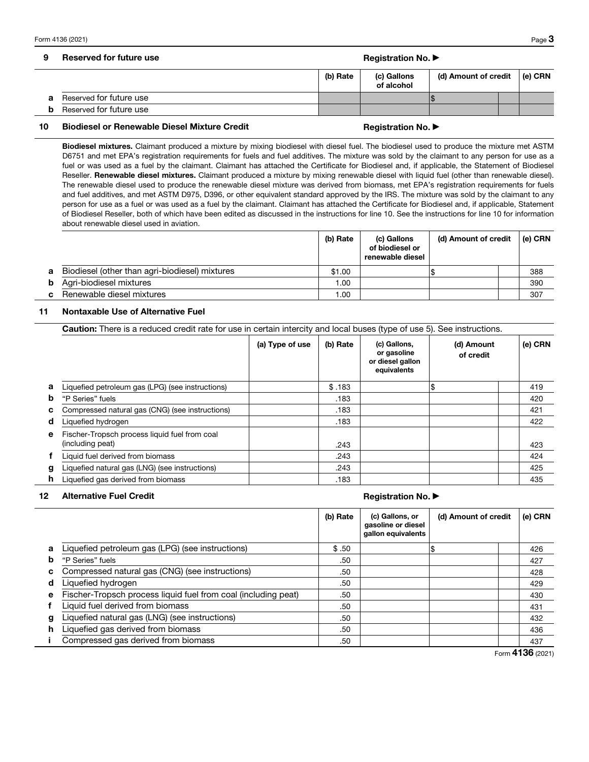**9 Reserved for future use** Registration No. ▶

| | | (b) Rate | (c) Gallons of alcohol | (d) Amount of credit | (e) CRN |
|---|---|---|---|---|---|
| **a** | Reserved for future use | | | $ | |
| **b** | Reserved for future use | | | | |

**10 Biodiesel or Renewable Diesel Mixture Credit** Registration No. ▶

**Biodiesel mixtures.** Claimant produced a mixture by mixing biodiesel with diesel fuel. The biodiesel used to produce the mixture met ASTM D6751 and met EPA's registration requirements for fuels and fuel additives. The mixture was sold by the claimant to any person for use as a fuel or was used as a fuel by the claimant. Claimant has attached the Certificate for Biodiesel and, if applicable, the Statement of Biodiesel Reseller. **Renewable diesel mixtures.** Claimant produced a mixture by mixing renewable diesel with liquid fuel (other than renewable diesel). The renewable diesel used to produce the renewable diesel mixture was derived from biomass, met EPA's registration requirements for fuels and fuel additives, and met ASTM D975, D396, or other equivalent standard approved by the IRS. The mixture was sold by the claimant to any person for use as a fuel or was used as a fuel by the claimant. Claimant has attached the Certificate for Biodiesel and, if applicable, Statement of Biodiesel Reseller, both of which have been edited as discussed in the instructions for line 10. See the instructions for line 10 for information about renewable diesel used in aviation.

| | | (b) Rate | (c) Gallons of biodiesel or renewable diesel | (d) Amount of credit | (e) CRN |
|---|---|---|---|---|---|
| **a** | Biodiesel (other than agri-biodiesel) mixtures | $1.00 | | $ | 388 |
| **b** | Agri-biodiesel mixtures | 1.00 | | | 390 |
| **c** | Renewable diesel mixtures | 1.00 | | | 307 |

**11 Nontaxable Use of Alternative Fuel**

**Caution:** There is a reduced credit rate for use in certain intercity and local buses (type of use 5). See instructions.

| | | (a) Type of use | (b) Rate | (c) Gallons, or gasoline or diesel gallon equivalents | (d) Amount of credit | (e) CRN |
|---|---|---|---|---|---|---|
| **a** | Liquefied petroleum gas (LPG) (see instructions) | | $ .183 | | $ | 419 |
| **b** | "P Series" fuels | | .183 | | | 420 |
| **c** | Compressed natural gas (CNG) (see instructions) | | .183 | | | 421 |
| **d** | Liquefied hydrogen | | .183 | | | 422 |
| **e** | Fischer-Tropsch process liquid fuel from coal (including peat) | | .243 | | | 423 |
| **f** | Liquid fuel derived from biomass | | .243 | | | 424 |
| **g** | Liquefied natural gas (LNG) (see instructions) | | .243 | | | 425 |
| **h** | Liquefied gas derived from biomass | | .183 | | | 435 |

**12 Alternative Fuel Credit** Registration No. ▶

| | | (b) Rate | (c) Gallons, or gasoline or diesel gallon equivalents | (d) Amount of credit | (e) CRN |
|---|---|---|---|---|---|
| **a** | Liquefied petroleum gas (LPG) (see instructions) | $ .50 | | $ | 426 |
| **b** | "P Series" fuels | .50 | | | 427 |
| **c** | Compressed natural gas (CNG) (see instructions) | .50 | | | 428 |
| **d** | Liquefied hydrogen | .50 | | | 429 |
| **e** | Fischer-Tropsch process liquid fuel from coal (including peat) | .50 | | | 430 |
| **f** | Liquid fuel derived from biomass | .50 | | | 431 |
| **g** | Liquefied natural gas (LNG) (see instructions) | .50 | | | 432 |
| **h** | Liquefied gas derived from biomass | .50 | | | 436 |
| **i** | Compressed gas derived from biomass | .50 | | | 437 |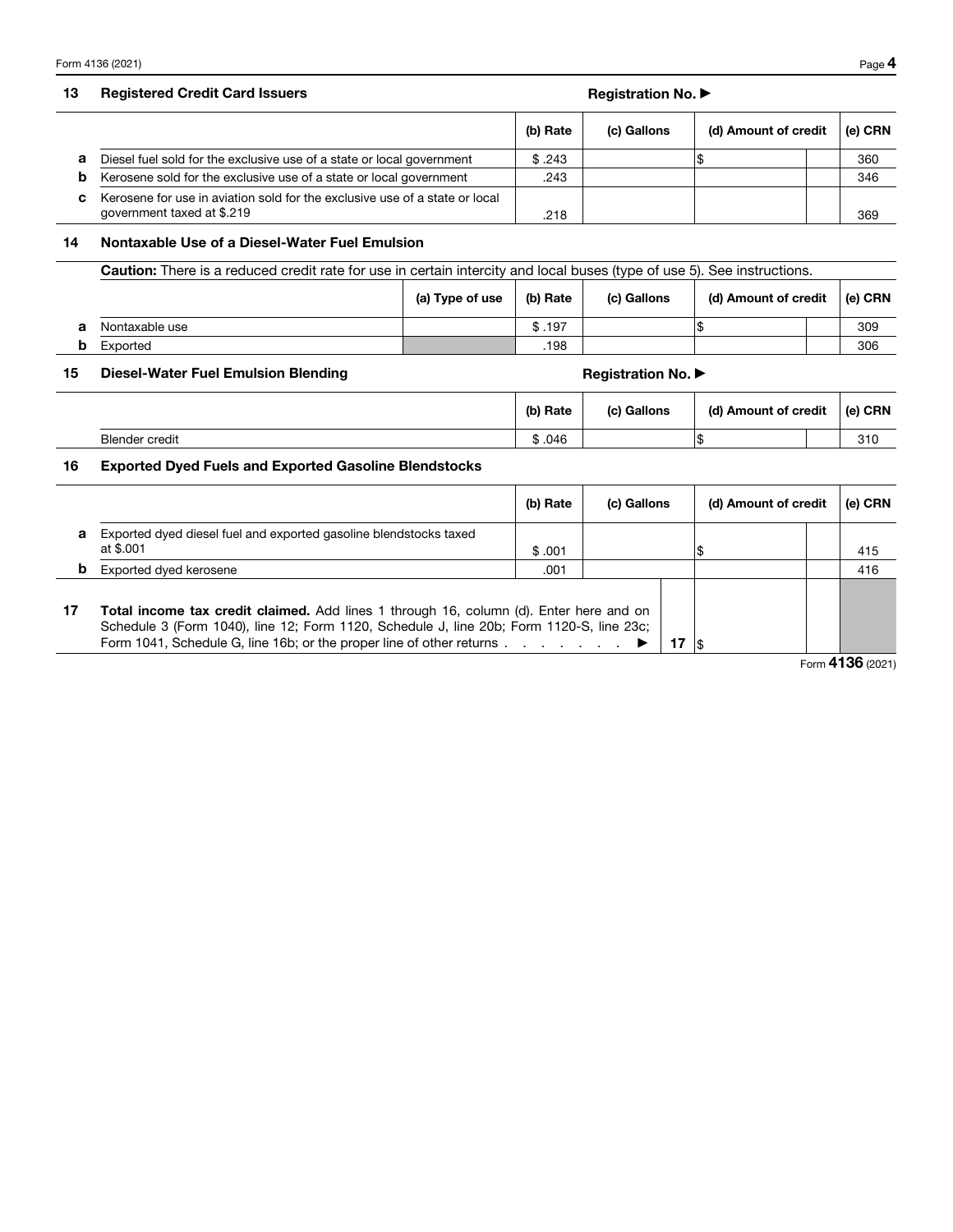## 13 Registered Credit Card Issuers

**Registration No. ▶**

| | | (b) Rate | (c) Gallons | (d) Amount of credit | | (e) CRN |
|---|---|---|---|---|---|---|
| **a** | Diesel fuel sold for the exclusive use of a state or local government | $ .243 | | $ | | 360 |
| **b** | Kerosene sold for the exclusive use of a state or local government | .243 | | | | 346 |
| **c** | Kerosene for use in aviation sold for the exclusive use of a state or local government taxed at $.219 | .218 | | | | 369 |

## 14 Nontaxable Use of a Diesel-Water Fuel Emulsion

**Caution:** There is a reduced credit rate for use in certain intercity and local buses (type of use 5). See instructions.

| | | (a) Type of use | (b) Rate | (c) Gallons | (d) Amount of credit | | (e) CRN |
|---|---|---|---|---|---|---|---|
| **a** | Nontaxable use | | $ .197 | | $ | | 309 |
| **b** | Exported | | .198 | | | | 306 |

## 15 Diesel-Water Fuel Emulsion Blending

**Registration No. ▶**

| | (b) Rate | (c) Gallons | (d) Amount of credit | | (e) CRN |
|---|---|---|---|---|---|
| Blender credit | $ .046 | | $ | | 310 |

## 16 Exported Dyed Fuels and Exported Gasoline Blendstocks

| | | (b) Rate | (c) Gallons | (d) Amount of credit | | (e) CRN |
|---|---|---|---|---|---|---|
| **a** | Exported dyed diesel fuel and exported gasoline blendstocks taxed at $.001 | $ .001 | | $ | | 415 |
| **b** | Exported dyed kerosene | .001 | | | | 416 |

| | | | | | |
|---|---|---|---|---|---|
| **17** | **Total income tax credit claimed.** Add lines 1 through 16, column (d). Enter here and on Schedule 3 (Form 1040), line 12; Form 1120, Schedule J, line 20b; Form 1120-S, line 23c; Form 1041, Schedule G, line 16b; or the proper line of other returns . . . . . . . . ▶ | **17** | $ | | |

Form **4136** (2021)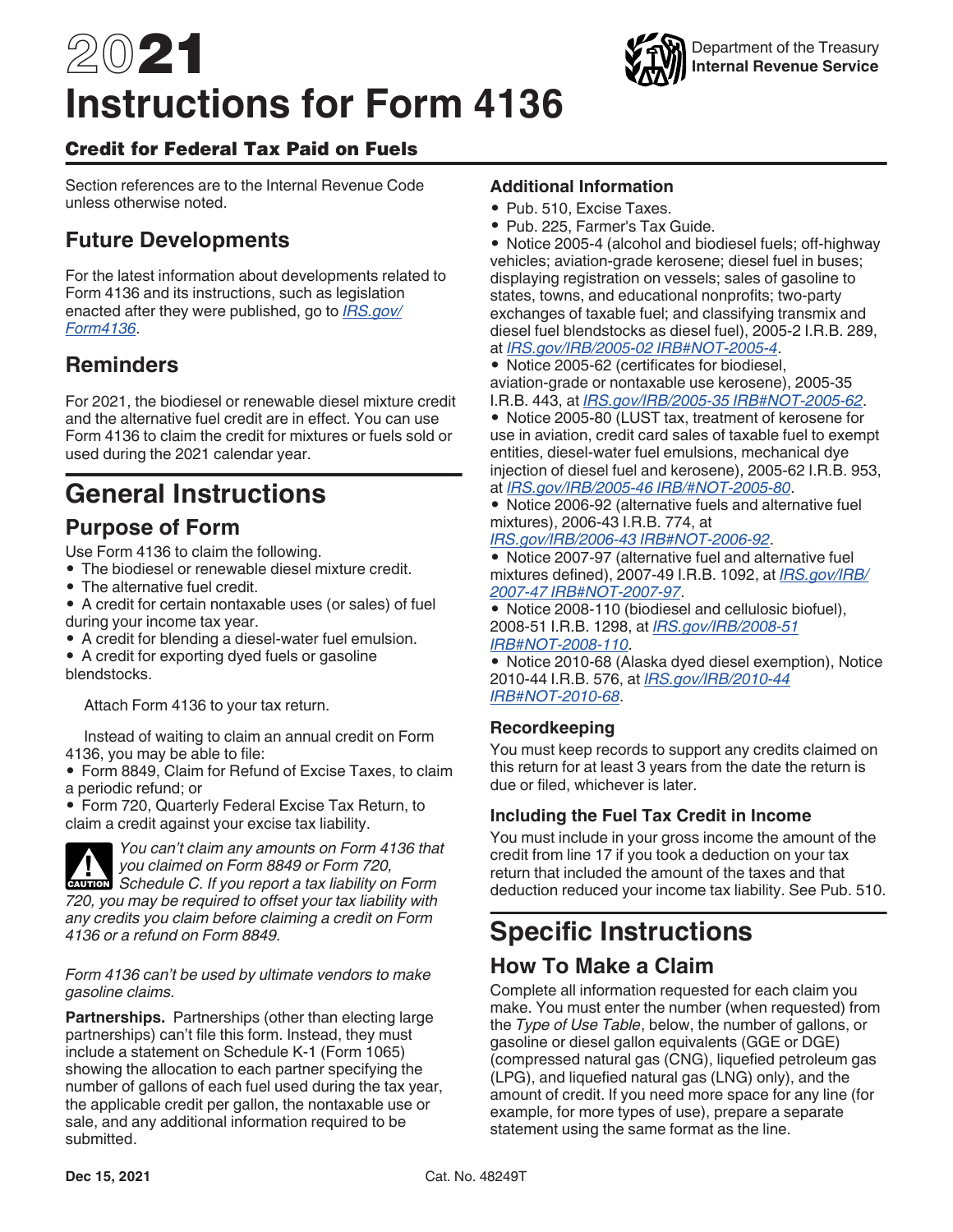# 2021 Instructions for Form 4136

## Credit for Federal Tax Paid on Fuels

Section references are to the Internal Revenue Code unless otherwise noted.

## Future Developments

For the latest information about developments related to Form 4136 and its instructions, such as legislation enacted after they were published, go to *IRS.gov/Form4136*.

## Reminders

For 2021, the biodiesel or renewable diesel mixture credit and the alternative fuel credit are in effect. You can use Form 4136 to claim the credit for mixtures or fuels sold or used during the 2021 calendar year.

# General Instructions

## Purpose of Form

Use Form 4136 to claim the following.

- The biodiesel or renewable diesel mixture credit.
- The alternative fuel credit.
- A credit for certain nontaxable uses (or sales) of fuel during your income tax year.
- A credit for blending a diesel-water fuel emulsion.
- A credit for exporting dyed fuels or gasoline blendstocks.

Attach Form 4136 to your tax return.

Instead of waiting to claim an annual credit on Form 4136, you may be able to file:

- Form 8849, Claim for Refund of Excise Taxes, to claim a periodic refund; or
- Form 720, Quarterly Federal Excise Tax Return, to claim a credit against your excise tax liability.

**CAUTION** *You can't claim any amounts on Form 4136 that you claimed on Form 8849 or Form 720, Schedule C. If you report a tax liability on Form 720, you may be required to offset your tax liability with any credits you claim before claiming a credit on Form 4136 or a refund on Form 8849.*

*Form 4136 can't be used by ultimate vendors to make gasoline claims.*

**Partnerships.** Partnerships (other than electing large partnerships) can't file this form. Instead, they must include a statement on Schedule K-1 (Form 1065) showing the allocation to each partner specifying the number of gallons of each fuel used during the tax year, the applicable credit per gallon, the nontaxable use or sale, and any additional information required to be submitted.

### Additional Information

- Pub. 510, Excise Taxes.
- Pub. 225, Farmer's Tax Guide.
- Notice 2005-4 (alcohol and biodiesel fuels; off-highway vehicles; aviation-grade kerosene; diesel fuel in buses; displaying registration on vessels; sales of gasoline to states, towns, and educational nonprofits; two-party exchanges of taxable fuel; and classifying transmix and diesel fuel blendstocks as diesel fuel), 2005-2 I.R.B. 289, at *IRS.gov/IRB/2005-02 IRB#NOT-2005-4*.
- Notice 2005-62 (certificates for biodiesel, aviation-grade or nontaxable use kerosene), 2005-35 I.R.B. 443, at *IRS.gov/IRB/2005-35 IRB#NOT-2005-62*.
- Notice 2005-80 (LUST tax, treatment of kerosene for use in aviation, credit card sales of taxable fuel to exempt entities, diesel-water fuel emulsions, mechanical dye injection of diesel fuel and kerosene), 2005-62 I.R.B. 953, at *IRS.gov/IRB/2005-46 IRB/#NOT-2005-80*.
- Notice 2006-92 (alternative fuels and alternative fuel mixtures), 2006-43 I.R.B. 774, at *IRS.gov/IRB/2006-43 IRB#NOT-2006-92*.
- Notice 2007-97 (alternative fuel and alternative fuel mixtures defined), 2007-49 I.R.B. 1092, at *IRS.gov/IRB/2007-47 IRB#NOT-2007-97*.
- Notice 2008-110 (biodiesel and cellulosic biofuel), 2008-51 I.R.B. 1298, at *IRS.gov/IRB/2008-51 IRB#NOT-2008-110*.
- Notice 2010-68 (Alaska dyed diesel exemption), Notice 2010-44 I.R.B. 576, at *IRS.gov/IRB/2010-44 IRB#NOT-2010-68*.

### Recordkeeping

You must keep records to support any credits claimed on this return for at least 3 years from the date the return is due or filed, whichever is later.

### Including the Fuel Tax Credit in Income

You must include in your gross income the amount of the credit from line 17 if you took a deduction on your tax return that included the amount of the taxes and that deduction reduced your income tax liability. See Pub. 510.

# Specific Instructions

## How To Make a Claim

Complete all information requested for each claim you make. You must enter the number (when requested) from the *Type of Use Table*, below, the number of gallons, or gasoline or diesel gallon equivalents (GGE or DGE) (compressed natural gas (CNG), liquefied petroleum gas (LPG), and liquefied natural gas (LNG) only), and the amount of credit. If you need more space for any line (for example, for more types of use), prepare a separate statement using the same format as the line.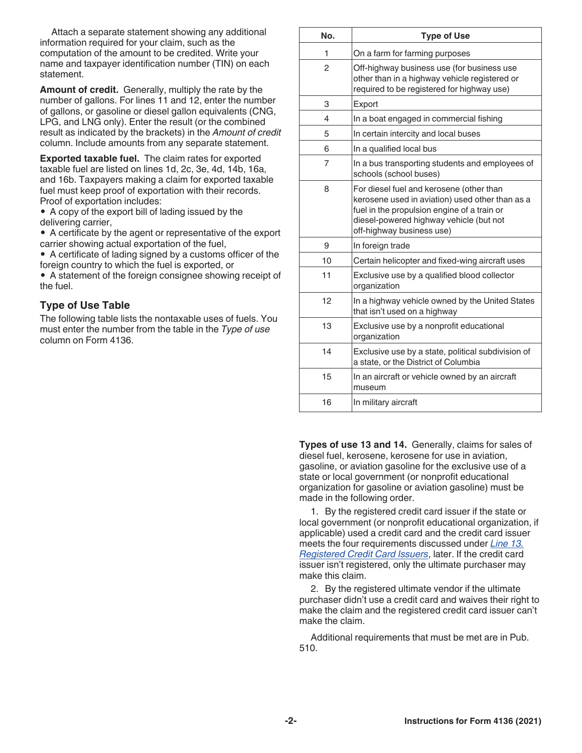Attach a separate statement showing any additional information required for your claim, such as the computation of the amount to be credited. Write your name and taxpayer identification number (TIN) on each statement.

**Amount of credit.** Generally, multiply the rate by the number of gallons. For lines 11 and 12, enter the number of gallons, or gasoline or diesel gallon equivalents (CNG, LPG, and LNG only). Enter the result (or the combined result as indicated by the brackets) in the *Amount of credit* column. Include amounts from any separate statement.

**Exported taxable fuel.** The claim rates for exported taxable fuel are listed on lines 1d, 2c, 3e, 4d, 14b, 16a, and 16b. Taxpayers making a claim for exported taxable fuel must keep proof of exportation with their records. Proof of exportation includes:

- A copy of the export bill of lading issued by the delivering carrier,
- A certificate by the agent or representative of the export carrier showing actual exportation of the fuel,
- A certificate of lading signed by a customs officer of the foreign country to which the fuel is exported, or
- A statement of the foreign consignee showing receipt of the fuel.

## Type of Use Table

The following table lists the nontaxable uses of fuels. You must enter the number from the table in the *Type of use* column on Form 4136.

| No. | Type of Use |
|---|---|
| 1 | On a farm for farming purposes |
| 2 | Off-highway business use (for business use other than in a highway vehicle registered or required to be registered for highway use) |
| 3 | Export |
| 4 | In a boat engaged in commercial fishing |
| 5 | In certain intercity and local buses |
| 6 | In a qualified local bus |
| 7 | In a bus transporting students and employees of schools (school buses) |
| 8 | For diesel fuel and kerosene (other than kerosene used in aviation) used other than as a fuel in the propulsion engine of a train or diesel-powered highway vehicle (but not off-highway business use) |
| 9 | In foreign trade |
| 10 | Certain helicopter and fixed-wing aircraft uses |
| 11 | Exclusive use by a qualified blood collector organization |
| 12 | In a highway vehicle owned by the United States that isn't used on a highway |
| 13 | Exclusive use by a nonprofit educational organization |
| 14 | Exclusive use by a state, political subdivision of a state, or the District of Columbia |
| 15 | In an aircraft or vehicle owned by an aircraft museum |
| 16 | In military aircraft |

**Types of use 13 and 14.** Generally, claims for sales of diesel fuel, kerosene, kerosene for use in aviation, gasoline, or aviation gasoline for the exclusive use of a state or local government (or nonprofit educational organization for gasoline or aviation gasoline) must be made in the following order.

1. By the registered credit card issuer if the state or local government (or nonprofit educational organization, if applicable) used a credit card and the credit card issuer meets the four requirements discussed under *Line 13. Registered Credit Card Issuers*, later. If the credit card issuer isn't registered, only the ultimate purchaser may make this claim.

2. By the registered ultimate vendor if the ultimate purchaser didn't use a credit card and waives their right to make the claim and the registered credit card issuer can't make the claim.

Additional requirements that must be met are in Pub. 510.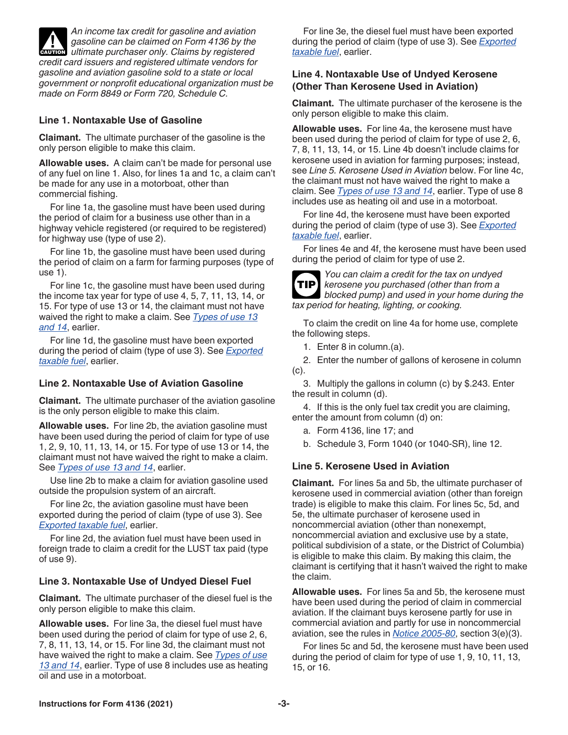**CAUTION** *An income tax credit for gasoline and aviation gasoline can be claimed on Form 4136 by the ultimate purchaser only. Claims by registered credit card issuers and registered ultimate vendors for gasoline and aviation gasoline sold to a state or local government or nonprofit educational organization must be made on Form 8849 or Form 720, Schedule C.*

### Line 1. Nontaxable Use of Gasoline

**Claimant.** The ultimate purchaser of the gasoline is the only person eligible to make this claim.

**Allowable uses.** A claim can't be made for personal use of any fuel on line 1. Also, for lines 1a and 1c, a claim can't be made for any use in a motorboat, other than commercial fishing.

For line 1a, the gasoline must have been used during the period of claim for a business use other than in a highway vehicle registered (or required to be registered) for highway use (type of use 2).

For line 1b, the gasoline must have been used during the period of claim on a farm for farming purposes (type of use 1).

For line 1c, the gasoline must have been used during the income tax year for type of use 4, 5, 7, 11, 13, 14, or 15. For type of use 13 or 14, the claimant must not have waived the right to make a claim. See *Types of use 13 and 14*, earlier.

For line 1d, the gasoline must have been exported during the period of claim (type of use 3). See *Exported taxable fuel*, earlier.

### Line 2. Nontaxable Use of Aviation Gasoline

**Claimant.** The ultimate purchaser of the aviation gasoline is the only person eligible to make this claim.

**Allowable uses.** For line 2b, the aviation gasoline must have been used during the period of claim for type of use 1, 2, 9, 10, 11, 13, 14, or 15. For type of use 13 or 14, the claimant must not have waived the right to make a claim. See *Types of use 13 and 14*, earlier.

Use line 2b to make a claim for aviation gasoline used outside the propulsion system of an aircraft.

For line 2c, the aviation gasoline must have been exported during the period of claim (type of use 3). See *Exported taxable fuel*, earlier.

For line 2d, the aviation fuel must have been used in foreign trade to claim a credit for the LUST tax paid (type of use 9).

### Line 3. Nontaxable Use of Undyed Diesel Fuel

**Claimant.** The ultimate purchaser of the diesel fuel is the only person eligible to make this claim.

**Allowable uses.** For line 3a, the diesel fuel must have been used during the period of claim for type of use 2, 6, 7, 8, 11, 13, 14, or 15. For line 3d, the claimant must not have waived the right to make a claim. See *Types of use 13 and 14*, earlier. Type of use 8 includes use as heating oil and use in a motorboat.

For line 3e, the diesel fuel must have been exported during the period of claim (type of use 3). See *Exported taxable fuel*, earlier.

### Line 4. Nontaxable Use of Undyed Kerosene (Other Than Kerosene Used in Aviation)

**Claimant.** The ultimate purchaser of the kerosene is the only person eligible to make this claim.

**Allowable uses.** For line 4a, the kerosene must have been used during the period of claim for type of use 2, 6, 7, 8, 11, 13, 14, or 15. Line 4b doesn't include claims for kerosene used in aviation for farming purposes; instead, see *Line 5. Kerosene Used in Aviation* below. For line 4c, the claimant must not have waived the right to make a claim. See *Types of use 13 and 14*, earlier. Type of use 8 includes use as heating oil and use in a motorboat.

For line 4d, the kerosene must have been exported during the period of claim (type of use 3). See *Exported taxable fuel*, earlier.

For lines 4e and 4f, the kerosene must have been used during the period of claim for type of use 2.

**TIP** *You can claim a credit for the tax on undyed kerosene you purchased (other than from a blocked pump) and used in your home during the tax period for heating, lighting, or cooking.*

To claim the credit on line 4a for home use, complete the following steps.

1. Enter 8 in column.(a).
2. Enter the number of gallons of kerosene in column (c).
3. Multiply the gallons in column (c) by $.243. Enter the result in column (d).
4. If this is the only fuel tax credit you are claiming, enter the amount from column (d) on:
   a. Form 4136, line 17; and
   b. Schedule 3, Form 1040 (or 1040-SR), line 12.

### Line 5. Kerosene Used in Aviation

**Claimant.** For lines 5a and 5b, the ultimate purchaser of kerosene used in commercial aviation (other than foreign trade) is eligible to make this claim. For lines 5c, 5d, and 5e, the ultimate purchaser of kerosene used in noncommercial aviation (other than nonexempt, noncommercial aviation and exclusive use by a state, political subdivision of a state, or the District of Columbia) is eligible to make this claim. By making this claim, the claimant is certifying that it hasn't waived the right to make the claim.

**Allowable uses.** For lines 5a and 5b, the kerosene must have been used during the period of claim in commercial aviation. If the claimant buys kerosene partly for use in commercial aviation and partly for use in noncommercial aviation, see the rules in *Notice 2005-80*, section 3(e)(3).

For lines 5c and 5d, the kerosene must have been used during the period of claim for type of use 1, 9, 10, 11, 13, 15, or 16.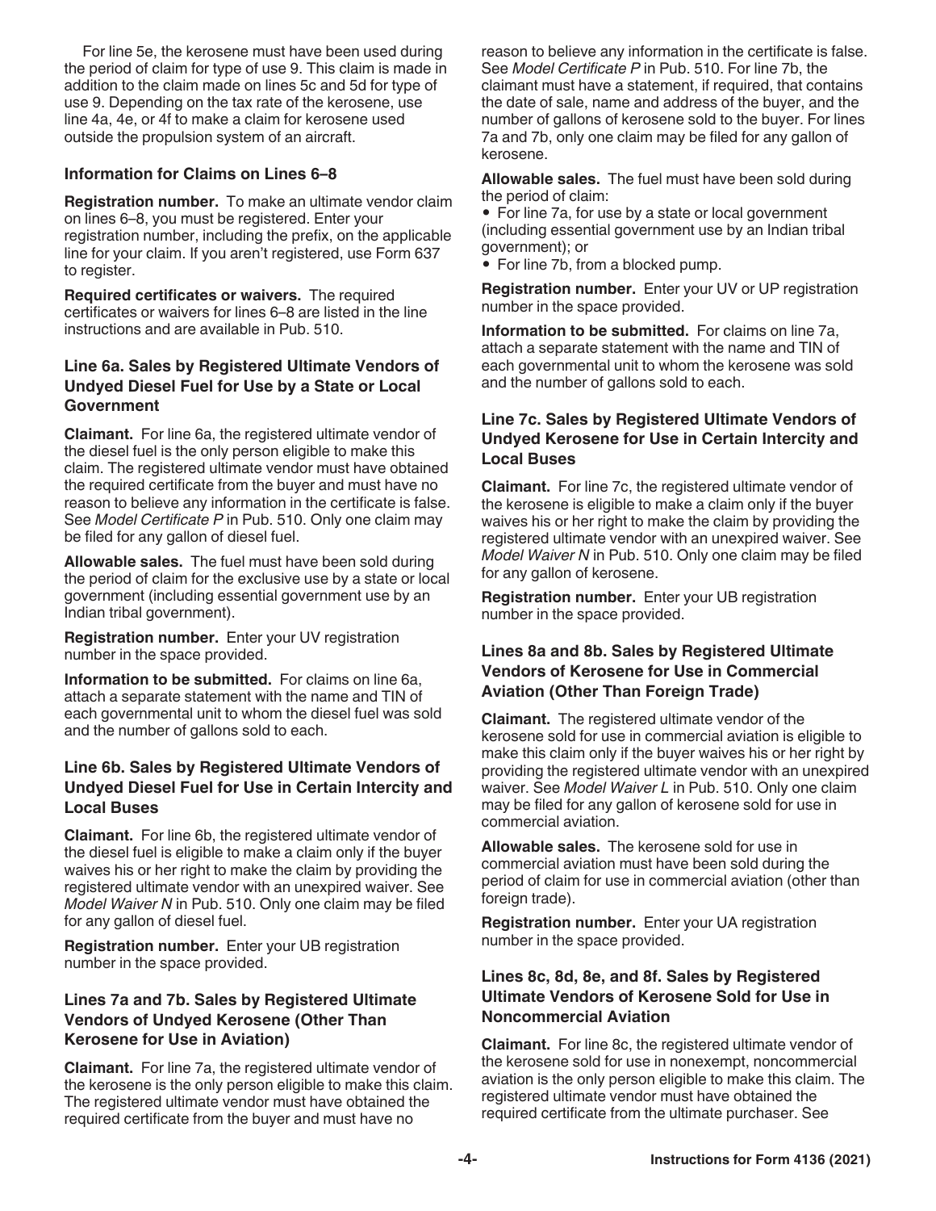For line 5e, the kerosene must have been used during the period of claim for type of use 9. This claim is made in addition to the claim made on lines 5c and 5d for type of use 9. Depending on the tax rate of the kerosene, use line 4a, 4e, or 4f to make a claim for kerosene used outside the propulsion system of an aircraft.

### Information for Claims on Lines 6–8

**Registration number.** To make an ultimate vendor claim on lines 6–8, you must be registered. Enter your registration number, including the prefix, on the applicable line for your claim. If you aren't registered, use Form 637 to register.

**Required certificates or waivers.** The required certificates or waivers for lines 6–8 are listed in the line instructions and are available in Pub. 510.

### Line 6a. Sales by Registered Ultimate Vendors of Undyed Diesel Fuel for Use by a State or Local Government

**Claimant.** For line 6a, the registered ultimate vendor of the diesel fuel is the only person eligible to make this claim. The registered ultimate vendor must have obtained the required certificate from the buyer and must have no reason to believe any information in the certificate is false. See *Model Certificate P* in Pub. 510. Only one claim may be filed for any gallon of diesel fuel.

**Allowable sales.** The fuel must have been sold during the period of claim for the exclusive use by a state or local government (including essential government use by an Indian tribal government).

**Registration number.** Enter your UV registration number in the space provided.

**Information to be submitted.** For claims on line 6a, attach a separate statement with the name and TIN of each governmental unit to whom the diesel fuel was sold and the number of gallons sold to each.

### Line 6b. Sales by Registered Ultimate Vendors of Undyed Diesel Fuel for Use in Certain Intercity and Local Buses

**Claimant.** For line 6b, the registered ultimate vendor of the diesel fuel is eligible to make a claim only if the buyer waives his or her right to make the claim by providing the registered ultimate vendor with an unexpired waiver. See *Model Waiver N* in Pub. 510. Only one claim may be filed for any gallon of diesel fuel.

**Registration number.** Enter your UB registration number in the space provided.

### Lines 7a and 7b. Sales by Registered Ultimate Vendors of Undyed Kerosene (Other Than Kerosene for Use in Aviation)

**Claimant.** For line 7a, the registered ultimate vendor of the kerosene is the only person eligible to make this claim. The registered ultimate vendor must have obtained the required certificate from the buyer and must have no reason to believe any information in the certificate is false. See *Model Certificate P* in Pub. 510. For line 7b, the claimant must have a statement, if required, that contains the date of sale, name and address of the buyer, and the number of gallons of kerosene sold to the buyer. For lines 7a and 7b, only one claim may be filed for any gallon of kerosene.

**Allowable sales.** The fuel must have been sold during the period of claim:

- For line 7a, for use by a state or local government (including essential government use by an Indian tribal government); or
- For line 7b, from a blocked pump.

**Registration number.** Enter your UV or UP registration number in the space provided.

**Information to be submitted.** For claims on line 7a, attach a separate statement with the name and TIN of each governmental unit to whom the kerosene was sold and the number of gallons sold to each.

### Line 7c. Sales by Registered Ultimate Vendors of Undyed Kerosene for Use in Certain Intercity and Local Buses

**Claimant.** For line 7c, the registered ultimate vendor of the kerosene is eligible to make a claim only if the buyer waives his or her right to make the claim by providing the registered ultimate vendor with an unexpired waiver. See *Model Waiver N* in Pub. 510. Only one claim may be filed for any gallon of kerosene.

**Registration number.** Enter your UB registration number in the space provided.

### Lines 8a and 8b. Sales by Registered Ultimate Vendors of Kerosene for Use in Commercial Aviation (Other Than Foreign Trade)

**Claimant.** The registered ultimate vendor of the kerosene sold for use in commercial aviation is eligible to make this claim only if the buyer waives his or her right by providing the registered ultimate vendor with an unexpired waiver. See *Model Waiver L* in Pub. 510. Only one claim may be filed for any gallon of kerosene sold for use in commercial aviation.

**Allowable sales.** The kerosene sold for use in commercial aviation must have been sold during the period of claim for use in commercial aviation (other than foreign trade).

**Registration number.** Enter your UA registration number in the space provided.

### Lines 8c, 8d, 8e, and 8f. Sales by Registered Ultimate Vendors of Kerosene Sold for Use in Noncommercial Aviation

**Claimant.** For line 8c, the registered ultimate vendor of the kerosene sold for use in nonexempt, noncommercial aviation is the only person eligible to make this claim. The registered ultimate vendor must have obtained the required certificate from the ultimate purchaser. See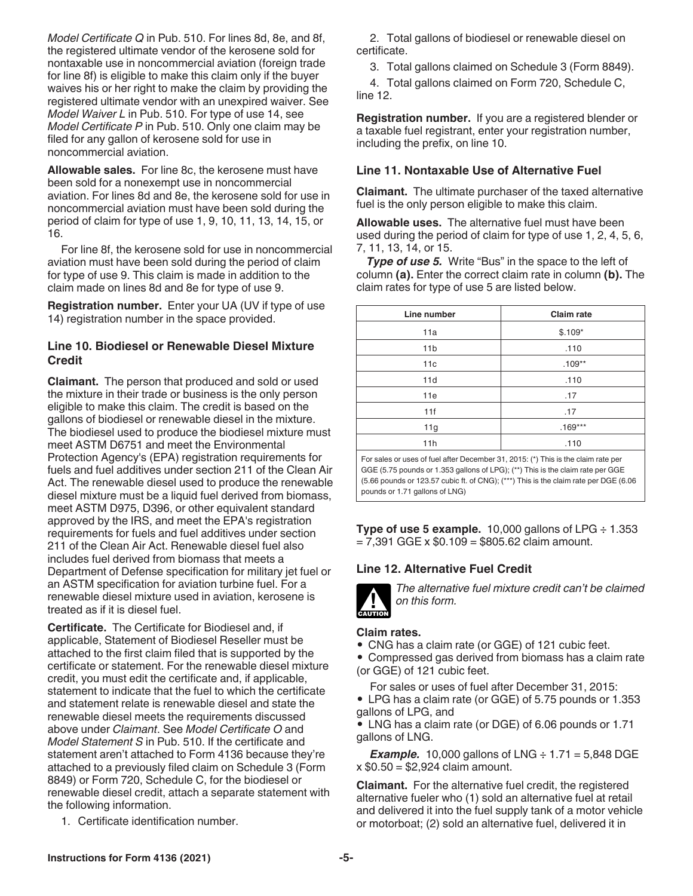*Model Certificate Q* in Pub. 510. For lines 8d, 8e, and 8f, the registered ultimate vendor of the kerosene sold for nontaxable use in noncommercial aviation (foreign trade for line 8f) is eligible to make this claim only if the buyer waives his or her right to make the claim by providing the registered ultimate vendor with an unexpired waiver. See *Model Waiver L* in Pub. 510. For type of use 14, see *Model Certificate P* in Pub. 510. Only one claim may be filed for any gallon of kerosene sold for use in noncommercial aviation.

**Allowable sales.** For line 8c, the kerosene must have been sold for a nonexempt use in noncommercial aviation. For lines 8d and 8e, the kerosene sold for use in noncommercial aviation must have been sold during the period of claim for type of use 1, 9, 10, 11, 13, 14, 15, or 16.

For line 8f, the kerosene sold for use in noncommercial aviation must have been sold during the period of claim for type of use 9. This claim is made in addition to the claim made on lines 8d and 8e for type of use 9.

**Registration number.** Enter your UA (UV if type of use 14) registration number in the space provided.

### Line 10. Biodiesel or Renewable Diesel Mixture Credit

**Claimant.** The person that produced and sold or used the mixture in their trade or business is the only person eligible to make this claim. The credit is based on the gallons of biodiesel or renewable diesel in the mixture. The biodiesel used to produce the biodiesel mixture must meet ASTM D6751 and meet the Environmental Protection Agency's (EPA) registration requirements for fuels and fuel additives under section 211 of the Clean Air Act. The renewable diesel used to produce the renewable diesel mixture must be a liquid fuel derived from biomass, meet ASTM D975, D396, or other equivalent standard approved by the IRS, and meet the EPA's registration requirements for fuels and fuel additives under section 211 of the Clean Air Act. Renewable diesel fuel also includes fuel derived from biomass that meets a Department of Defense specification for military jet fuel or an ASTM specification for aviation turbine fuel. For a renewable diesel mixture used in aviation, kerosene is treated as if it is diesel fuel.

**Certificate.** The Certificate for Biodiesel and, if applicable, Statement of Biodiesel Reseller must be attached to the first claim filed that is supported by the certificate or statement. For the renewable diesel mixture credit, you must edit the certificate and, if applicable, statement to indicate that the fuel to which the certificate and statement relate is renewable diesel and state the renewable diesel meets the requirements discussed above under *Claimant*. See *Model Certificate O* and *Model Statement S* in Pub. 510. If the certificate and statement aren't attached to Form 4136 because they're attached to a previously filed claim on Schedule 3 (Form 8849) or Form 720, Schedule C, for the biodiesel or renewable diesel credit, attach a separate statement with the following information.

1. Certificate identification number.
2. Total gallons of biodiesel or renewable diesel on certificate.
3. Total gallons claimed on Schedule 3 (Form 8849).
4. Total gallons claimed on Form 720, Schedule C, line 12.

**Registration number.** If you are a registered blender or a taxable fuel registrant, enter your registration number, including the prefix, on line 10.

### Line 11. Nontaxable Use of Alternative Fuel

**Claimant.** The ultimate purchaser of the taxed alternative fuel is the only person eligible to make this claim.

**Allowable uses.** The alternative fuel must have been used during the period of claim for type of use 1, 2, 4, 5, 6, 7, 11, 13, 14, or 15.

***Type of use 5.*** Write "Bus" in the space to the left of column **(a).** Enter the correct claim rate in column **(b).** The claim rates for type of use 5 are listed below.

| Line number | Claim rate |
|---|---|
| 11a | $.109* |
| 11b | .110 |
| 11c | .109** |
| 11d | .110 |
| 11e | .17 |
| 11f | .17 |
| 11g | .169*** |
| 11h | .110 |

For sales or uses of fuel after December 31, 2015: (*) This is the claim rate per GGE (5.75 pounds or 1.353 gallons of LPG); (**) This is the claim rate per GGE (5.66 pounds or 123.57 cubic ft. of CNG); (***) This is the claim rate per DGE (6.06 pounds or 1.71 gallons of LNG)

**Type of use 5 example.** 10,000 gallons of LPG ÷ 1.353 = 7,391 GGE x $0.109 = $805.62 claim amount.

### Line 12. Alternative Fuel Credit

*CAUTION: The alternative fuel mixture credit can't be claimed on this form.*

**Claim rates.**

- CNG has a claim rate (or GGE) of 121 cubic feet.
- Compressed gas derived from biomass has a claim rate (or GGE) of 121 cubic feet.

For sales or uses of fuel after December 31, 2015:

- LPG has a claim rate (or GGE) of 5.75 pounds or 1.353 gallons of LPG, and
- LNG has a claim rate (or DGE) of 6.06 pounds or 1.71 gallons of LNG.

***Example.*** 10,000 gallons of LNG ÷ 1.71 = 5,848 DGE x $0.50 = $2,924 claim amount.

**Claimant.** For the alternative fuel credit, the registered alternative fueler who (1) sold an alternative fuel at retail and delivered it into the fuel supply tank of a motor vehicle or motorboat; (2) sold an alternative fuel, delivered it in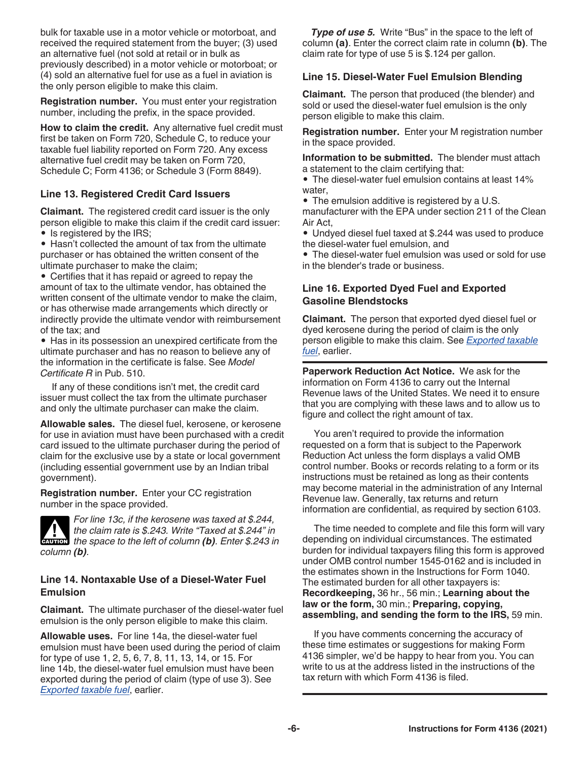bulk for taxable use in a motor vehicle or motorboat, and received the required statement from the buyer; (3) used an alternative fuel (not sold at retail or in bulk as previously described) in a motor vehicle or motorboat; or (4) sold an alternative fuel for use as a fuel in aviation is the only person eligible to make this claim.

**Registration number.** You must enter your registration number, including the prefix, in the space provided.

**How to claim the credit.** Any alternative fuel credit must first be taken on Form 720, Schedule C, to reduce your taxable fuel liability reported on Form 720. Any excess alternative fuel credit may be taken on Form 720, Schedule C; Form 4136; or Schedule 3 (Form 8849).

### Line 13. Registered Credit Card Issuers

**Claimant.** The registered credit card issuer is the only person eligible to make this claim if the credit card issuer:

- Is registered by the IRS;
- Hasn't collected the amount of tax from the ultimate purchaser or has obtained the written consent of the ultimate purchaser to make the claim;
- Certifies that it has repaid or agreed to repay the amount of tax to the ultimate vendor, has obtained the written consent of the ultimate vendor to make the claim, or has otherwise made arrangements which directly or indirectly provide the ultimate vendor with reimbursement of the tax; and
- Has in its possession an unexpired certificate from the ultimate purchaser and has no reason to believe any of the information in the certificate is false. See *Model Certificate R* in Pub. 510.

If any of these conditions isn't met, the credit card issuer must collect the tax from the ultimate purchaser and only the ultimate purchaser can make the claim.

**Allowable sales.** The diesel fuel, kerosene, or kerosene for use in aviation must have been purchased with a credit card issued to the ultimate purchaser during the period of claim for the exclusive use by a state or local government (including essential government use by an Indian tribal government).

**Registration number.** Enter your CC registration number in the space provided.

CAUTION: *For line 13c, if the kerosene was taxed at $.244, the claim rate is $.243. Write "Taxed at $.244" in the space to the left of column **(b)**. Enter $.243 in column **(b)**.*

### Line 14. Nontaxable Use of a Diesel-Water Fuel Emulsion

**Claimant.** The ultimate purchaser of the diesel-water fuel emulsion is the only person eligible to make this claim.

**Allowable uses.** For line 14a, the diesel-water fuel emulsion must have been used during the period of claim for type of use 1, 2, 5, 6, 7, 8, 11, 13, 14, or 15. For line 14b, the diesel-water fuel emulsion must have been exported during the period of claim (type of use 3). See *Exported taxable fuel*, earlier.

***Type of use 5.*** Write "Bus" in the space to the left of column **(a)**. Enter the correct claim rate in column **(b)**. The claim rate for type of use 5 is $.124 per gallon.

### Line 15. Diesel-Water Fuel Emulsion Blending

**Claimant.** The person that produced (the blender) and sold or used the diesel-water fuel emulsion is the only person eligible to make this claim.

**Registration number.** Enter your M registration number in the space provided.

**Information to be submitted.** The blender must attach a statement to the claim certifying that:

- The diesel-water fuel emulsion contains at least 14% water,
- The emulsion additive is registered by a U.S. manufacturer with the EPA under section 211 of the Clean Air Act,
- Undyed diesel fuel taxed at $.244 was used to produce the diesel-water fuel emulsion, and
- The diesel-water fuel emulsion was used or sold for use in the blender's trade or business.

### Line 16. Exported Dyed Fuel and Exported Gasoline Blendstocks

**Claimant.** The person that exported dyed diesel fuel or dyed kerosene during the period of claim is the only person eligible to make this claim. See *Exported taxable fuel*, earlier.

**Paperwork Reduction Act Notice.** We ask for the information on Form 4136 to carry out the Internal Revenue laws of the United States. We need it to ensure that you are complying with these laws and to allow us to figure and collect the right amount of tax.

You aren't required to provide the information requested on a form that is subject to the Paperwork Reduction Act unless the form displays a valid OMB control number. Books or records relating to a form or its instructions must be retained as long as their contents may become material in the administration of any Internal Revenue law. Generally, tax returns and return information are confidential, as required by section 6103.

The time needed to complete and file this form will vary depending on individual circumstances. The estimated burden for individual taxpayers filing this form is approved under OMB control number 1545-0162 and is included in the estimates shown in the Instructions for Form 1040. The estimated burden for all other taxpayers is: **Recordkeeping,** 36 hr., 56 min.; **Learning about the law or the form,** 30 min.; **Preparing, copying, assembling, and sending the form to the IRS,** 59 min.

If you have comments concerning the accuracy of these time estimates or suggestions for making Form 4136 simpler, we'd be happy to hear from you. You can write to us at the address listed in the instructions of the tax return with which Form 4136 is filed.